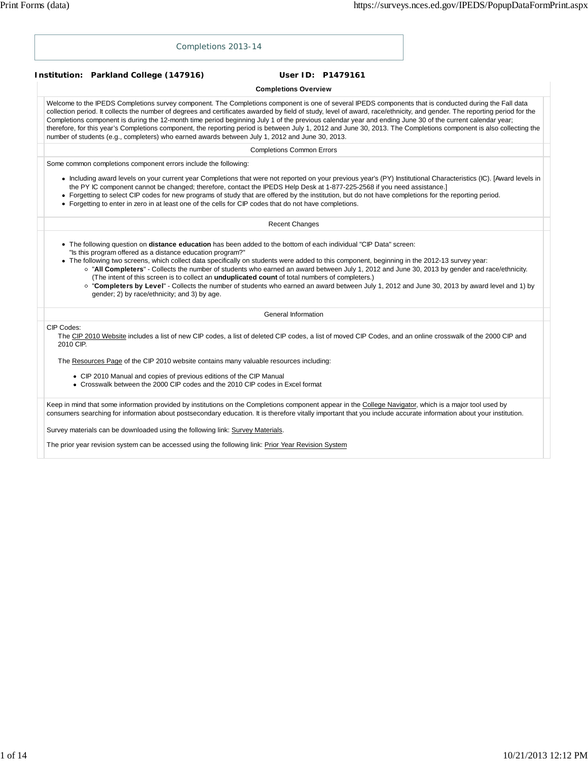# Completions 2013-14

**Institution: Parkland College (147916)** **User ID: P1479161**

## Completions Overview

Welcome to the IPEDS Completions survey component. The Completions component is one of several IPEDS components that is conducted during the Fall data collection period. It collects the number of degrees and certificates awarded by field of study, level of award, race/ethnicity, and gender. The reporting period for the Completions component is during the 12-month time period beginning July 1 of the previous calendar year and ending June 30 of the current calendar year; therefore, for this year's Completions component, the reporting period is between July 1, 2012 and June 30, 2013. The Completions component is also collecting the number of students (e.g., completers) who earned awards between July 1, 2012 and June 30, 2013.

### Completions Common Errors

Some common completions component errors include the following:

- Including award levels on your current year Completions that were not reported on your previous year's (PY) Institutional Characteristics (IC). [Award levels in the PY IC component cannot be changed; therefore, contact the IPEDS Help Desk at 1-877-225-2568 if you need assistance.]
- Forgetting to select CIP codes for new programs of study that are offered by the institution, but do not have completions for the reporting period.
- Forgetting to enter in zero in at least one of the cells for CIP codes that do not have completions.

### Recent Changes

- The following question on **distance education** has been added to the bottom of each individual "CIP Data" screen: "Is this program offered as a distance education program?"
- The following two screens, which collect data specifically on students were added to this component, beginning in the 2012-13 survey year:
  - "**All Completers**" - Collects the number of students who earned an award between July 1, 2012 and June 30, 2013 by gender and race/ethnicity. (The intent of this screen is to collect an **unduplicated count** of total numbers of completers.)
  - "**Completers by Level**" - Collects the number of students who earned an award between July 1, 2012 and June 30, 2013 by award level and 1) by gender; 2) by race/ethnicity; and 3) by age.

### General Information

CIP Codes:

The CIP 2010 Website includes a list of new CIP codes, a list of deleted CIP codes, a list of moved CIP Codes, and an online crosswalk of the 2000 CIP and 2010 CIP.

The Resources Page of the CIP 2010 website contains many valuable resources including:

- CIP 2010 Manual and copies of previous editions of the CIP Manual
- Crosswalk between the 2000 CIP codes and the 2010 CIP codes in Excel format

Keep in mind that some information provided by institutions on the Completions component appear in the College Navigator, which is a major tool used by consumers searching for information about postsecondary education. It is therefore vitally important that you include accurate information about your institution.

Survey materials can be downloaded using the following link: Survey Materials.

The prior year revision system can be accessed using the following link: Prior Year Revision System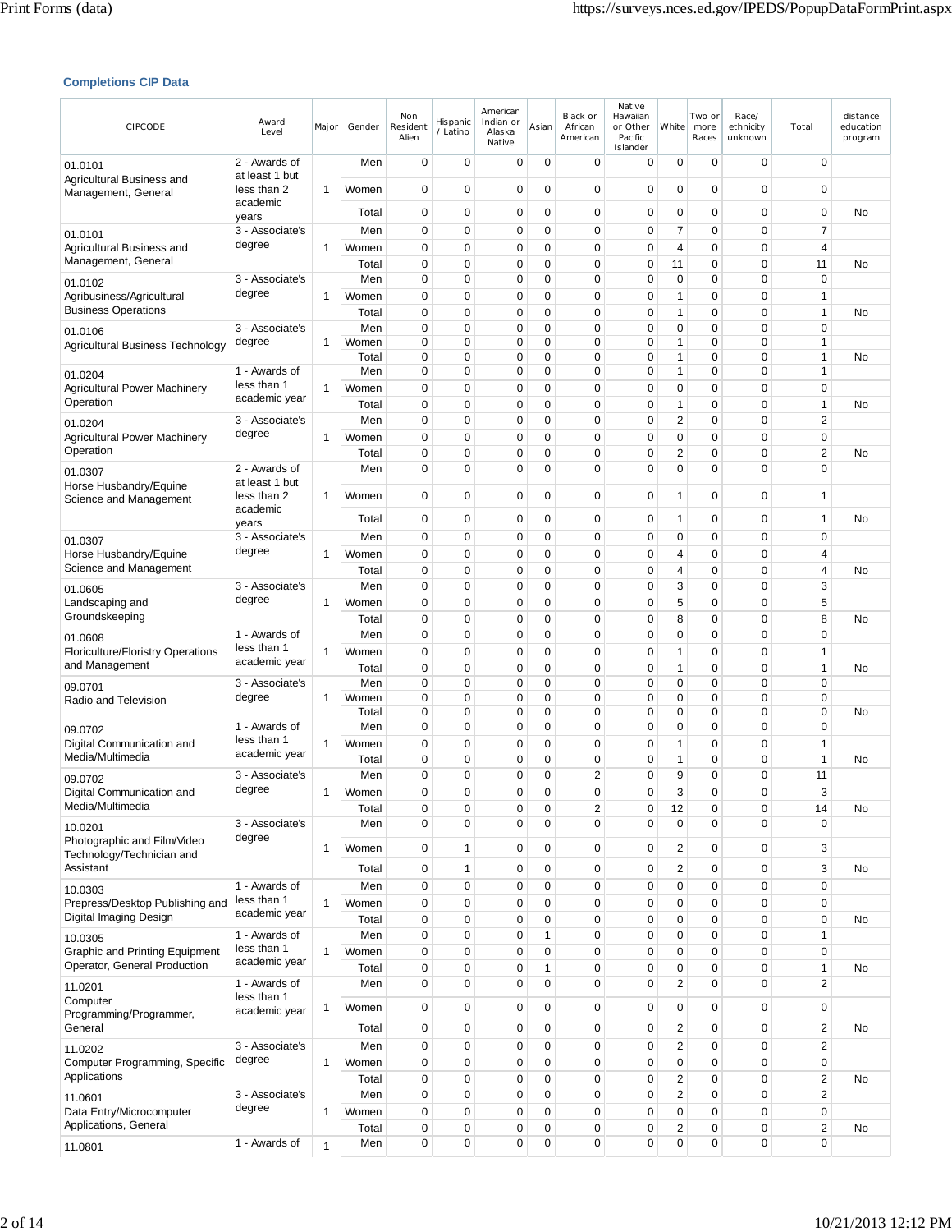### Completions CIP Data

| CIPCODE | Award Level | Major | Gender | Non Resident Alien | Hispanic / Latino | American Indian or Alaska Native | Asian | Black or African American | Native Hawaiian or Other Pacific Islander | White | Two or more Races | Race/ ethnicity unknown | Total | distance education program |
|---|---|---|---|---|---|---|---|---|---|---|---|---|---|---|
| 01.0101 Agricultural Business and Management, General | 2 - Awards of at least 1 but less than 2 academic years | 1 | Men | 0 | 0 | 0 | 0 | 0 | 0 | 0 | 0 | 0 | 0 | |
| | | | Women | 0 | 0 | 0 | 0 | 0 | 0 | 0 | 0 | 0 | 0 | |
| | | | Total | 0 | 0 | 0 | 0 | 0 | 0 | 0 | 0 | 0 | 0 | No |
| 01.0101 Agricultural Business and Management, General | 3 - Associate's degree | 1 | Men | 0 | 0 | 0 | 0 | 0 | 0 | 7 | 0 | 0 | 7 | |
| | | | Women | 0 | 0 | 0 | 0 | 0 | 0 | 4 | 0 | 0 | 4 | |
| | | | Total | 0 | 0 | 0 | 0 | 0 | 0 | 11 | 0 | 0 | 11 | No |
| 01.0102 Agribusiness/Agricultural Business Operations | 3 - Associate's degree | 1 | Men | 0 | 0 | 0 | 0 | 0 | 0 | 0 | 0 | 0 | 0 | |
| | | | Women | 0 | 0 | 0 | 0 | 0 | 0 | 1 | 0 | 0 | 1 | |
| | | | Total | 0 | 0 | 0 | 0 | 0 | 0 | 1 | 0 | 0 | 1 | No |
| 01.0106 Agricultural Business Technology | 3 - Associate's degree | 1 | Men | 0 | 0 | 0 | 0 | 0 | 0 | 0 | 0 | 0 | 0 | |
| | | | Women | 0 | 0 | 0 | 0 | 0 | 0 | 1 | 0 | 0 | 1 | |
| | | | Total | 0 | 0 | 0 | 0 | 0 | 0 | 1 | 0 | 0 | 1 | No |
| 01.0204 Agricultural Power Machinery Operation | 1 - Awards of less than 1 academic year | 1 | Men | 0 | 0 | 0 | 0 | 0 | 0 | 1 | 0 | 0 | 1 | |
| | | | Women | 0 | 0 | 0 | 0 | 0 | 0 | 0 | 0 | 0 | 0 | |
| | | | Total | 0 | 0 | 0 | 0 | 0 | 0 | 1 | 0 | 0 | 1 | No |
| 01.0204 Agricultural Power Machinery Operation | 3 - Associate's degree | 1 | Men | 0 | 0 | 0 | 0 | 0 | 0 | 2 | 0 | 0 | 2 | |
| | | | Women | 0 | 0 | 0 | 0 | 0 | 0 | 0 | 0 | 0 | 0 | |
| | | | Total | 0 | 0 | 0 | 0 | 0 | 0 | 2 | 0 | 0 | 2 | No |
| 01.0307 Horse Husbandry/Equine Science and Management | 2 - Awards of at least 1 but less than 2 academic years | 1 | Men | 0 | 0 | 0 | 0 | 0 | 0 | 0 | 0 | 0 | 0 | |
| | | | Women | 0 | 0 | 0 | 0 | 0 | 0 | 1 | 0 | 0 | 1 | |
| | | | Total | 0 | 0 | 0 | 0 | 0 | 0 | 1 | 0 | 0 | 1 | No |
| 01.0307 Horse Husbandry/Equine Science and Management | 3 - Associate's degree | 1 | Men | 0 | 0 | 0 | 0 | 0 | 0 | 0 | 0 | 0 | 0 | |
| | | | Women | 0 | 0 | 0 | 0 | 0 | 0 | 4 | 0 | 0 | 4 | |
| | | | Total | 0 | 0 | 0 | 0 | 0 | 0 | 4 | 0 | 0 | 4 | No |
| 01.0605 Landscaping and Groundskeeping | 3 - Associate's degree | 1 | Men | 0 | 0 | 0 | 0 | 0 | 0 | 3 | 0 | 0 | 3 | |
| | | | Women | 0 | 0 | 0 | 0 | 0 | 0 | 5 | 0 | 0 | 5 | |
| | | | Total | 0 | 0 | 0 | 0 | 0 | 0 | 8 | 0 | 0 | 8 | No |
| 01.0608 Floriculture/Floristry Operations and Management | 1 - Awards of less than 1 academic year | 1 | Men | 0 | 0 | 0 | 0 | 0 | 0 | 0 | 0 | 0 | 0 | |
| | | | Women | 0 | 0 | 0 | 0 | 0 | 0 | 1 | 0 | 0 | 1 | |
| | | | Total | 0 | 0 | 0 | 0 | 0 | 0 | 1 | 0 | 0 | 1 | No |
| 09.0701 Radio and Television | 3 - Associate's degree | 1 | Men | 0 | 0 | 0 | 0 | 0 | 0 | 0 | 0 | 0 | 0 | |
| | | | Women | 0 | 0 | 0 | 0 | 0 | 0 | 0 | 0 | 0 | 0 | |
| | | | Total | 0 | 0 | 0 | 0 | 0 | 0 | 0 | 0 | 0 | 0 | No |
| 09.0702 Digital Communication and Media/Multimedia | 1 - Awards of less than 1 academic year | 1 | Men | 0 | 0 | 0 | 0 | 0 | 0 | 0 | 0 | 0 | 0 | |
| | | | Women | 0 | 0 | 0 | 0 | 0 | 0 | 1 | 0 | 0 | 1 | |
| | | | Total | 0 | 0 | 0 | 0 | 0 | 0 | 1 | 0 | 0 | 1 | No |
| 09.0702 Digital Communication and Media/Multimedia | 3 - Associate's degree | 1 | Men | 0 | 0 | 0 | 0 | 2 | 0 | 9 | 0 | 0 | 11 | |
| | | | Women | 0 | 0 | 0 | 0 | 0 | 0 | 3 | 0 | 0 | 3 | |
| | | | Total | 0 | 0 | 0 | 0 | 2 | 0 | 12 | 0 | 0 | 14 | No |
| 10.0201 Photographic and Film/Video Technology/Technician and Assistant | 3 - Associate's degree | 1 | Men | 0 | 0 | 0 | 0 | 0 | 0 | 0 | 0 | 0 | 0 | |
| | | | Women | 0 | 1 | 0 | 0 | 0 | 0 | 2 | 0 | 0 | 3 | |
| | | | Total | 0 | 1 | 0 | 0 | 0 | 0 | 2 | 0 | 0 | 3 | No |
| 10.0303 Prepress/Desktop Publishing and Digital Imaging Design | 1 - Awards of less than 1 academic year | 1 | Men | 0 | 0 | 0 | 0 | 0 | 0 | 0 | 0 | 0 | 0 | |
| | | | Women | 0 | 0 | 0 | 0 | 0 | 0 | 0 | 0 | 0 | 0 | |
| | | | Total | 0 | 0 | 0 | 0 | 0 | 0 | 0 | 0 | 0 | 0 | No |
| 10.0305 Graphic and Printing Equipment Operator, General Production | 1 - Awards of less than 1 academic year | 1 | Men | 0 | 0 | 0 | 1 | 0 | 0 | 0 | 0 | 0 | 1 | |
| | | | Women | 0 | 0 | 0 | 0 | 0 | 0 | 0 | 0 | 0 | 0 | |
| | | | Total | 0 | 0 | 0 | 1 | 0 | 0 | 0 | 0 | 0 | 1 | No |
| 11.0201 Computer Programming/Programmer, General | 1 - Awards of less than 1 academic year | 1 | Men | 0 | 0 | 0 | 0 | 0 | 0 | 2 | 0 | 0 | 2 | |
| | | | Women | 0 | 0 | 0 | 0 | 0 | 0 | 0 | 0 | 0 | 0 | |
| | | | Total | 0 | 0 | 0 | 0 | 0 | 0 | 2 | 0 | 0 | 2 | No |
| 11.0202 Computer Programming, Specific Applications | 3 - Associate's degree | 1 | Men | 0 | 0 | 0 | 0 | 0 | 0 | 2 | 0 | 0 | 2 | |
| | | | Women | 0 | 0 | 0 | 0 | 0 | 0 | 0 | 0 | 0 | 0 | |
| | | | Total | 0 | 0 | 0 | 0 | 0 | 0 | 2 | 0 | 0 | 2 | No |
| 11.0601 Data Entry/Microcomputer Applications, General | 3 - Associate's degree | 1 | Men | 0 | 0 | 0 | 0 | 0 | 0 | 2 | 0 | 0 | 2 | |
| | | | Women | 0 | 0 | 0 | 0 | 0 | 0 | 0 | 0 | 0 | 0 | |
| | | | Total | 0 | 0 | 0 | 0 | 0 | 0 | 2 | 0 | 0 | 2 | No |
| 11.0801 | 1 - Awards of | 1 | Men | 0 | 0 | 0 | 0 | 0 | 0 | 0 | 0 | 0 | 0 | |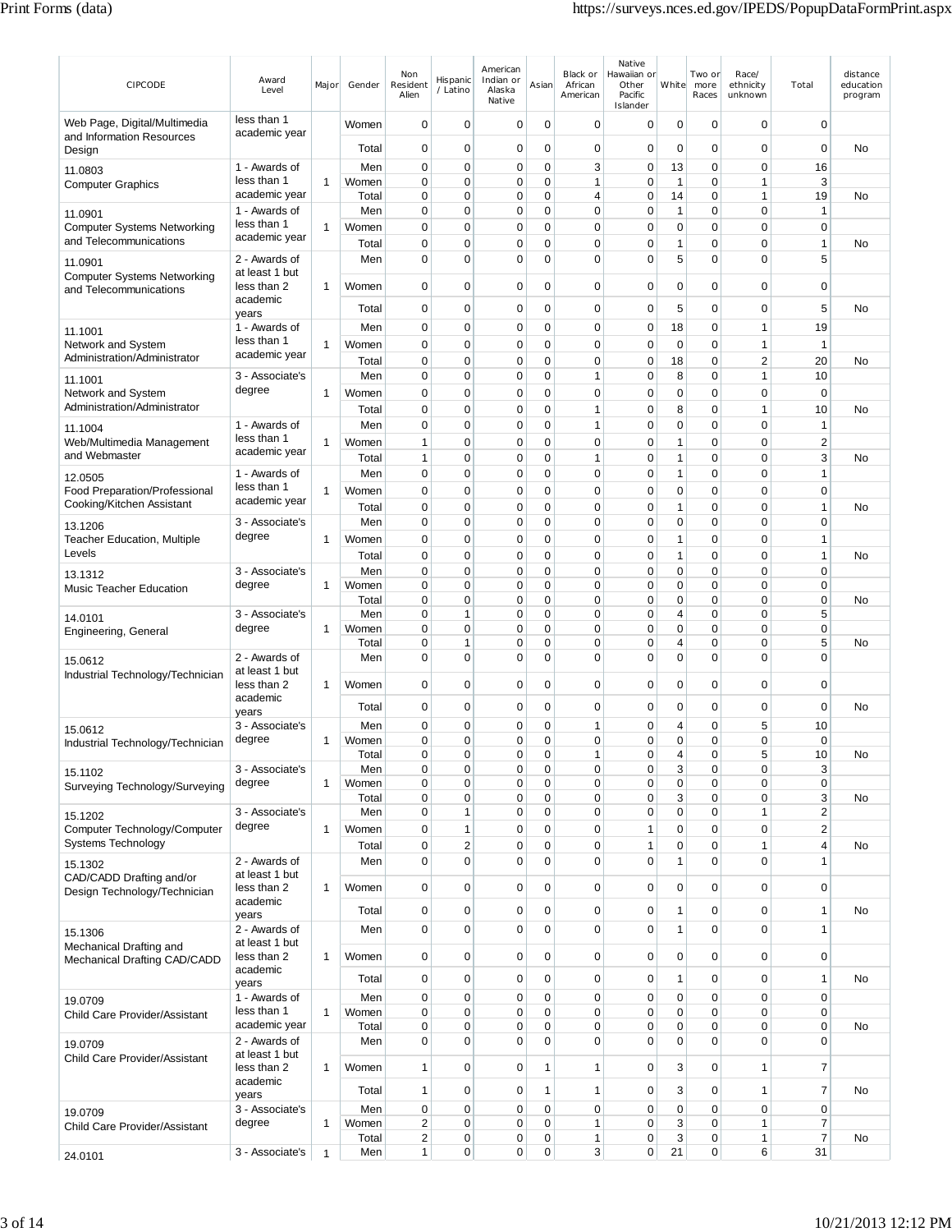| CIPCODE | Award Level | Major | Gender | Non Resident Alien | Hispanic / Latino | American Indian or Alaska Native | Asian | Black or African American | Native Hawaiian or Other Pacific Islander | White | Two or more Races | Race/ ethnicity unknown | Total | distance education program |
|---|---|---|---|---|---|---|---|---|---|---|---|---|---|---|
| Web Page, Digital/Multimedia and Information Resources Design | less than 1 academic year | | Women | 0 | 0 | 0 | 0 | 0 | 0 | 0 | 0 | 0 | 0 | |
| | | | Total | 0 | 0 | 0 | 0 | 0 | 0 | 0 | 0 | 0 | 0 | No |
| 11.0803 Computer Graphics | 1 - Awards of less than 1 academic year | 1 | Men | 0 | 0 | 0 | 0 | 3 | 0 | 13 | 0 | 0 | 16 | |
| | | | Women | 0 | 0 | 0 | 0 | 1 | 0 | 1 | 0 | 1 | 3 | |
| | | | Total | 0 | 0 | 0 | 0 | 4 | 0 | 14 | 0 | 1 | 19 | No |
| 11.0901 Computer Systems Networking and Telecommunications | 1 - Awards of less than 1 academic year | 1 | Men | 0 | 0 | 0 | 0 | 0 | 0 | 1 | 0 | 0 | 1 | |
| | | | Women | 0 | 0 | 0 | 0 | 0 | 0 | 0 | 0 | 0 | 0 | |
| | | | Total | 0 | 0 | 0 | 0 | 0 | 0 | 1 | 0 | 0 | 1 | No |
| 11.0901 Computer Systems Networking and Telecommunications | 2 - Awards of at least 1 but less than 2 academic years | 1 | Men | 0 | 0 | 0 | 0 | 0 | 0 | 5 | 0 | 0 | 5 | |
| | | | Women | 0 | 0 | 0 | 0 | 0 | 0 | 0 | 0 | 0 | 0 | |
| | | | Total | 0 | 0 | 0 | 0 | 0 | 0 | 5 | 0 | 0 | 5 | No |
| 11.1001 Network and System Administration/Administrator | 1 - Awards of less than 1 academic year | 1 | Men | 0 | 0 | 0 | 0 | 0 | 0 | 18 | 0 | 1 | 19 | |
| | | | Women | 0 | 0 | 0 | 0 | 0 | 0 | 0 | 0 | 1 | 1 | |
| | | | Total | 0 | 0 | 0 | 0 | 0 | 0 | 18 | 0 | 2 | 20 | No |
| 11.1001 Network and System Administration/Administrator | 3 - Associate's degree | 1 | Men | 0 | 0 | 0 | 0 | 1 | 0 | 8 | 0 | 1 | 10 | |
| | | | Women | 0 | 0 | 0 | 0 | 0 | 0 | 0 | 0 | 0 | 0 | |
| | | | Total | 0 | 0 | 0 | 0 | 1 | 0 | 8 | 0 | 1 | 10 | No |
| 11.1004 Web/Multimedia Management and Webmaster | 1 - Awards of less than 1 academic year | 1 | Men | 0 | 0 | 0 | 0 | 1 | 0 | 0 | 0 | 0 | 1 | |
| | | | Women | 1 | 0 | 0 | 0 | 0 | 0 | 1 | 0 | 0 | 2 | |
| | | | Total | 1 | 0 | 0 | 0 | 1 | 0 | 1 | 0 | 0 | 3 | No |
| 12.0505 Food Preparation/Professional Cooking/Kitchen Assistant | 1 - Awards of less than 1 academic year | 1 | Men | 0 | 0 | 0 | 0 | 0 | 0 | 1 | 0 | 0 | 1 | |
| | | | Women | 0 | 0 | 0 | 0 | 0 | 0 | 0 | 0 | 0 | 0 | |
| | | | Total | 0 | 0 | 0 | 0 | 0 | 0 | 1 | 0 | 0 | 1 | No |
| 13.1206 Teacher Education, Multiple Levels | 3 - Associate's degree | 1 | Men | 0 | 0 | 0 | 0 | 0 | 0 | 0 | 0 | 0 | 0 | |
| | | | Women | 0 | 0 | 0 | 0 | 0 | 0 | 1 | 0 | 0 | 1 | |
| | | | Total | 0 | 0 | 0 | 0 | 0 | 0 | 1 | 0 | 0 | 1 | No |
| 13.1312 Music Teacher Education | 3 - Associate's degree | 1 | Men | 0 | 0 | 0 | 0 | 0 | 0 | 0 | 0 | 0 | 0 | |
| | | | Women | 0 | 0 | 0 | 0 | 0 | 0 | 0 | 0 | 0 | 0 | |
| | | | Total | 0 | 0 | 0 | 0 | 0 | 0 | 0 | 0 | 0 | 0 | No |
| 14.0101 Engineering, General | 3 - Associate's degree | 1 | Men | 0 | 1 | 0 | 0 | 0 | 0 | 4 | 0 | 0 | 5 | |
| | | | Women | 0 | 0 | 0 | 0 | 0 | 0 | 0 | 0 | 0 | 0 | |
| | | | Total | 0 | 1 | 0 | 0 | 0 | 0 | 4 | 0 | 0 | 5 | No |
| 15.0612 Industrial Technology/Technician | 2 - Awards of at least 1 but less than 2 academic years | 1 | Men | 0 | 0 | 0 | 0 | 0 | 0 | 0 | 0 | 0 | 0 | |
| | | | Women | 0 | 0 | 0 | 0 | 0 | 0 | 0 | 0 | 0 | 0 | |
| | | | Total | 0 | 0 | 0 | 0 | 0 | 0 | 0 | 0 | 0 | 0 | No |
| 15.0612 Industrial Technology/Technician | 3 - Associate's degree | 1 | Men | 0 | 0 | 0 | 0 | 1 | 0 | 4 | 0 | 5 | 10 | |
| | | | Women | 0 | 0 | 0 | 0 | 0 | 0 | 0 | 0 | 0 | 0 | |
| | | | Total | 0 | 0 | 0 | 0 | 1 | 0 | 4 | 0 | 5 | 10 | No |
| 15.1102 Surveying Technology/Surveying | 3 - Associate's degree | 1 | Men | 0 | 0 | 0 | 0 | 0 | 0 | 3 | 0 | 0 | 3 | |
| | | | Women | 0 | 0 | 0 | 0 | 0 | 0 | 0 | 0 | 0 | 0 | |
| | | | Total | 0 | 0 | 0 | 0 | 0 | 0 | 3 | 0 | 0 | 3 | No |
| 15.1202 Computer Technology/Computer Systems Technology | 3 - Associate's degree | 1 | Men | 0 | 1 | 0 | 0 | 0 | 0 | 0 | 0 | 1 | 2 | |
| | | | Women | 0 | 1 | 0 | 0 | 0 | 1 | 0 | 0 | 0 | 2 | |
| | | | Total | 0 | 2 | 0 | 0 | 0 | 1 | 0 | 0 | 1 | 4 | No |
| 15.1302 CAD/CADD Drafting and/or Design Technology/Technician | 2 - Awards of at least 1 but less than 2 academic years | 1 | Men | 0 | 0 | 0 | 0 | 0 | 0 | 1 | 0 | 0 | 1 | |
| | | | Women | 0 | 0 | 0 | 0 | 0 | 0 | 0 | 0 | 0 | 0 | |
| | | | Total | 0 | 0 | 0 | 0 | 0 | 0 | 1 | 0 | 0 | 1 | No |
| 15.1306 Mechanical Drafting and Mechanical Drafting CAD/CADD | 2 - Awards of at least 1 but less than 2 academic years | 1 | Men | 0 | 0 | 0 | 0 | 0 | 0 | 1 | 0 | 0 | 1 | |
| | | | Women | 0 | 0 | 0 | 0 | 0 | 0 | 0 | 0 | 0 | 0 | |
| | | | Total | 0 | 0 | 0 | 0 | 0 | 0 | 1 | 0 | 0 | 1 | No |
| 19.0709 Child Care Provider/Assistant | 1 - Awards of less than 1 academic year | 1 | Men | 0 | 0 | 0 | 0 | 0 | 0 | 0 | 0 | 0 | 0 | |
| | | | Women | 0 | 0 | 0 | 0 | 0 | 0 | 0 | 0 | 0 | 0 | |
| | | | Total | 0 | 0 | 0 | 0 | 0 | 0 | 0 | 0 | 0 | 0 | No |
| 19.0709 Child Care Provider/Assistant | 2 - Awards of at least 1 but less than 2 academic years | 1 | Men | 0 | 0 | 0 | 0 | 0 | 0 | 0 | 0 | 0 | 0 | |
| | | | Women | 1 | 0 | 0 | 1 | 1 | 0 | 3 | 0 | 1 | 7 | |
| | | | Total | 1 | 0 | 0 | 1 | 1 | 0 | 3 | 0 | 1 | 7 | No |
| 19.0709 Child Care Provider/Assistant | 3 - Associate's degree | 1 | Men | 0 | 0 | 0 | 0 | 0 | 0 | 0 | 0 | 0 | 0 | |
| | | | Women | 2 | 0 | 0 | 0 | 1 | 0 | 3 | 0 | 1 | 7 | |
| | | | Total | 2 | 0 | 0 | 0 | 1 | 0 | 3 | 0 | 1 | 7 | No |
| 24.0101 | 3 - Associate's | 1 | Men | 1 | 0 | 0 | 0 | 3 | 0 | 21 | 0 | 6 | 31 | |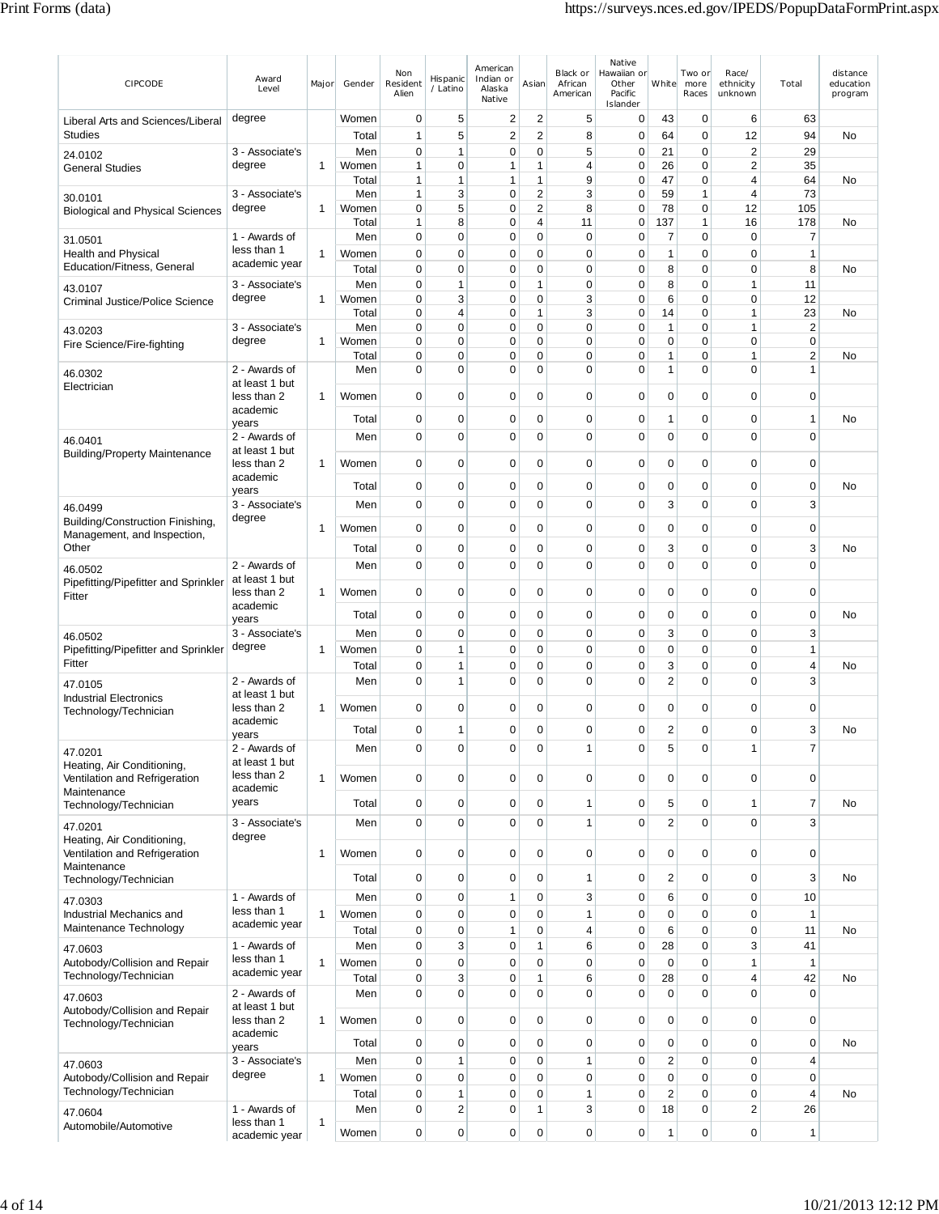| CIPCODE | Award Level | Major | Gender | Non Resident Alien | Hispanic / Latino | American Indian or Alaska Native | Asian | Black or African American | Native Hawaiian or Other Pacific Islander | White | Two or more Races | Race/ ethnicity unknown | Total | distance education program |
|---|---|---|---|---|---|---|---|---|---|---|---|---|---|---|
| Liberal Arts and Sciences/Liberal Studies | degree | | Women | 0 | 5 | 2 | 2 | 5 | 0 | 43 | 0 | 6 | 63 | |
| | | | Total | 1 | 5 | 2 | 2 | 8 | 0 | 64 | 0 | 12 | 94 | No |
| 24.0102 General Studies | 3 - Associate's degree | 1 | Men | 0 | 1 | 0 | 0 | 5 | 0 | 21 | 0 | 2 | 29 | |
| | | | Women | 1 | 0 | 1 | 1 | 4 | 0 | 26 | 0 | 2 | 35 | |
| | | | Total | 1 | 1 | 1 | 1 | 9 | 0 | 47 | 0 | 4 | 64 | No |
| 30.0101 Biological and Physical Sciences | 3 - Associate's degree | 1 | Men | 1 | 3 | 0 | 2 | 3 | 0 | 59 | 1 | 4 | 73 | |
| | | | Women | 0 | 5 | 0 | 2 | 8 | 0 | 78 | 0 | 12 | 105 | |
| | | | Total | 1 | 8 | 0 | 4 | 11 | 0 | 137 | 1 | 16 | 178 | No |
| 31.0501 Health and Physical Education/Fitness, General | 1 - Awards of less than 1 academic year | 1 | Men | 0 | 0 | 0 | 0 | 0 | 0 | 7 | 0 | 0 | 7 | |
| | | | Women | 0 | 0 | 0 | 0 | 0 | 0 | 1 | 0 | 0 | 1 | |
| | | | Total | 0 | 0 | 0 | 0 | 0 | 0 | 8 | 0 | 0 | 8 | No |
| 43.0107 Criminal Justice/Police Science | 3 - Associate's degree | 1 | Men | 0 | 1 | 0 | 1 | 0 | 0 | 8 | 0 | 1 | 11 | |
| | | | Women | 0 | 3 | 0 | 0 | 3 | 0 | 6 | 0 | 0 | 12 | |
| | | | Total | 0 | 4 | 0 | 1 | 3 | 0 | 14 | 0 | 1 | 23 | No |
| 43.0203 Fire Science/Fire-fighting | 3 - Associate's degree | 1 | Men | 0 | 0 | 0 | 0 | 0 | 0 | 1 | 0 | 1 | 2 | |
| | | | Women | 0 | 0 | 0 | 0 | 0 | 0 | 0 | 0 | 0 | 0 | |
| | | | Total | 0 | 0 | 0 | 0 | 0 | 0 | 1 | 0 | 1 | 2 | No |
| 46.0302 Electrician | 2 - Awards of at least 1 but less than 2 academic years | 1 | Men | 0 | 0 | 0 | 0 | 0 | 0 | 1 | 0 | 0 | 1 | |
| | | | Women | 0 | 0 | 0 | 0 | 0 | 0 | 0 | 0 | 0 | 0 | |
| | | | Total | 0 | 0 | 0 | 0 | 0 | 0 | 1 | 0 | 0 | 1 | No |
| 46.0401 Building/Property Maintenance | 2 - Awards of at least 1 but less than 2 academic years | 1 | Men | 0 | 0 | 0 | 0 | 0 | 0 | 0 | 0 | 0 | 0 | |
| | | | Women | 0 | 0 | 0 | 0 | 0 | 0 | 0 | 0 | 0 | 0 | |
| | | | Total | 0 | 0 | 0 | 0 | 0 | 0 | 0 | 0 | 0 | 0 | No |
| 46.0499 Building/Construction Finishing, Management, and Inspection, Other | 3 - Associate's degree | 1 | Men | 0 | 0 | 0 | 0 | 0 | 0 | 3 | 0 | 0 | 3 | |
| | | | Women | 0 | 0 | 0 | 0 | 0 | 0 | 0 | 0 | 0 | 0 | |
| | | | Total | 0 | 0 | 0 | 0 | 0 | 0 | 3 | 0 | 0 | 3 | No |
| 46.0502 Pipefitting/Pipefitter and Sprinkler Fitter | 2 - Awards of at least 1 but less than 2 academic years | 1 | Men | 0 | 0 | 0 | 0 | 0 | 0 | 0 | 0 | 0 | 0 | |
| | | | Women | 0 | 0 | 0 | 0 | 0 | 0 | 0 | 0 | 0 | 0 | |
| | | | Total | 0 | 0 | 0 | 0 | 0 | 0 | 0 | 0 | 0 | 0 | No |
| 46.0502 Pipefitting/Pipefitter and Sprinkler Fitter | 3 - Associate's degree | 1 | Men | 0 | 0 | 0 | 0 | 0 | 0 | 3 | 0 | 0 | 3 | |
| | | | Women | 0 | 1 | 0 | 0 | 0 | 0 | 0 | 0 | 0 | 1 | |
| | | | Total | 0 | 1 | 0 | 0 | 0 | 0 | 3 | 0 | 0 | 4 | No |
| 47.0105 Industrial Electronics Technology/Technician | 2 - Awards of at least 1 but less than 2 academic years | 1 | Men | 0 | 1 | 0 | 0 | 0 | 0 | 2 | 0 | 0 | 3 | |
| | | | Women | 0 | 0 | 0 | 0 | 0 | 0 | 0 | 0 | 0 | 0 | |
| | | | Total | 0 | 1 | 0 | 0 | 0 | 0 | 2 | 0 | 0 | 3 | No |
| 47.0201 Heating, Air Conditioning, Ventilation and Refrigeration Maintenance Technology/Technician | 2 - Awards of at least 1 but less than 2 academic years | 1 | Men | 0 | 0 | 0 | 0 | 1 | 0 | 5 | 0 | 1 | 7 | |
| | | | Women | 0 | 0 | 0 | 0 | 0 | 0 | 0 | 0 | 0 | 0 | |
| | | | Total | 0 | 0 | 0 | 0 | 1 | 0 | 5 | 0 | 1 | 7 | No |
| 47.0201 Heating, Air Conditioning, Ventilation and Refrigeration Maintenance Technology/Technician | 3 - Associate's degree | 1 | Men | 0 | 0 | 0 | 0 | 1 | 0 | 2 | 0 | 0 | 3 | |
| | | | Women | 0 | 0 | 0 | 0 | 0 | 0 | 0 | 0 | 0 | 0 | |
| | | | Total | 0 | 0 | 0 | 0 | 1 | 0 | 2 | 0 | 0 | 3 | No |
| 47.0303 Industrial Mechanics and Maintenance Technology | 1 - Awards of less than 1 academic year | 1 | Men | 0 | 0 | 1 | 0 | 3 | 0 | 6 | 0 | 0 | 10 | |
| | | | Women | 0 | 0 | 0 | 0 | 1 | 0 | 0 | 0 | 0 | 1 | |
| | | | Total | 0 | 0 | 1 | 0 | 4 | 0 | 6 | 0 | 0 | 11 | No |
| 47.0603 Autobody/Collision and Repair Technology/Technician | 1 - Awards of less than 1 academic year | 1 | Men | 0 | 3 | 0 | 1 | 6 | 0 | 28 | 0 | 3 | 41 | |
| | | | Women | 0 | 0 | 0 | 0 | 0 | 0 | 0 | 0 | 1 | 1 | |
| | | | Total | 0 | 3 | 0 | 1 | 6 | 0 | 28 | 0 | 4 | 42 | No |
| 47.0603 Autobody/Collision and Repair Technology/Technician | 2 - Awards of at least 1 but less than 2 academic years | 1 | Men | 0 | 0 | 0 | 0 | 0 | 0 | 0 | 0 | 0 | 0 | |
| | | | Women | 0 | 0 | 0 | 0 | 0 | 0 | 0 | 0 | 0 | 0 | |
| | | | Total | 0 | 0 | 0 | 0 | 0 | 0 | 0 | 0 | 0 | 0 | No |
| 47.0603 Autobody/Collision and Repair Technology/Technician | 3 - Associate's degree | 1 | Men | 0 | 1 | 0 | 0 | 1 | 0 | 2 | 0 | 0 | 4 | |
| | | | Women | 0 | 0 | 0 | 0 | 0 | 0 | 0 | 0 | 0 | 0 | |
| | | | Total | 0 | 1 | 0 | 0 | 1 | 0 | 2 | 0 | 0 | 4 | No |
| 47.0604 Automobile/Automotive | 1 - Awards of less than 1 academic year | 1 | Men | 0 | 2 | 0 | 1 | 3 | 0 | 18 | 0 | 2 | 26 | |
| | | | Women | 0 | 0 | 0 | 0 | 0 | 0 | 1 | 0 | 0 | 1 | |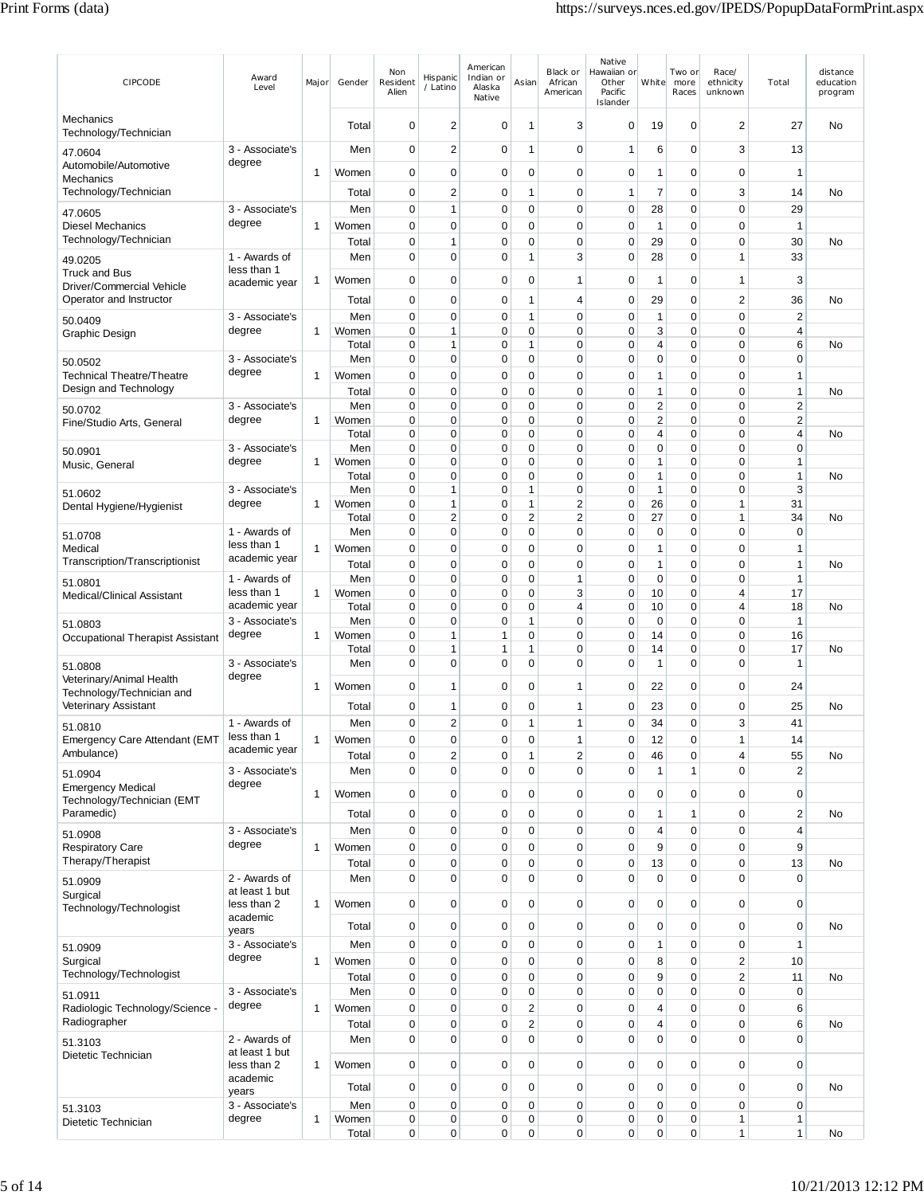| CIPCODE | Award Level | Major | Gender | Non Resident Alien | Hispanic / Latino | American Indian or Alaska Native | Asian | Black or African American | Native Hawaiian or Other Pacific Islander | White | Two or more Races | Race/ ethnicity unknown | Total | distance education program |
|---|---|---|---|---|---|---|---|---|---|---|---|---|---|---|
| Mechanics Technology/Technician | | | Total | 0 | 2 | 0 | 1 | 3 | 0 | 19 | 0 | 2 | 27 | No |
| 47.0604 Automobile/Automotive Mechanics Technology/Technician | 3 - Associate's degree | 1 | Men | 0 | 2 | 0 | 1 | 0 | 1 | 6 | 0 | 3 | 13 | |
| | | | Women | 0 | 0 | 0 | 0 | 0 | 0 | 1 | 0 | 0 | 1 | |
| | | | Total | 0 | 2 | 0 | 1 | 0 | 1 | 7 | 0 | 3 | 14 | No |
| 47.0605 Diesel Mechanics Technology/Technician | 3 - Associate's degree | 1 | Men | 0 | 1 | 0 | 0 | 0 | 0 | 28 | 0 | 0 | 29 | |
| | | | Women | 0 | 0 | 0 | 0 | 0 | 0 | 1 | 0 | 0 | 1 | |
| | | | Total | 0 | 1 | 0 | 0 | 0 | 0 | 29 | 0 | 0 | 30 | No |
| 49.0205 Truck and Bus Driver/Commercial Vehicle Operator and Instructor | 1 - Awards of less than 1 academic year | 1 | Men | 0 | 0 | 0 | 1 | 3 | 0 | 28 | 0 | 1 | 33 | |
| | | | Women | 0 | 0 | 0 | 0 | 1 | 0 | 1 | 0 | 1 | 3 | |
| | | | Total | 0 | 0 | 0 | 1 | 4 | 0 | 29 | 0 | 2 | 36 | No |
| 50.0409 Graphic Design | 3 - Associate's degree | 1 | Men | 0 | 0 | 0 | 1 | 0 | 0 | 1 | 0 | 0 | 2 | |
| | | | Women | 0 | 1 | 0 | 0 | 0 | 0 | 3 | 0 | 0 | 4 | |
| | | | Total | 0 | 1 | 0 | 1 | 0 | 0 | 4 | 0 | 0 | 6 | No |
| 50.0502 Technical Theatre/Theatre Design and Technology | 3 - Associate's degree | 1 | Men | 0 | 0 | 0 | 0 | 0 | 0 | 0 | 0 | 0 | 0 | |
| | | | Women | 0 | 0 | 0 | 0 | 0 | 0 | 1 | 0 | 0 | 1 | |
| | | | Total | 0 | 0 | 0 | 0 | 0 | 0 | 1 | 0 | 0 | 1 | No |
| 50.0702 Fine/Studio Arts, General | 3 - Associate's degree | 1 | Men | 0 | 0 | 0 | 0 | 0 | 0 | 2 | 0 | 0 | 2 | |
| | | | Women | 0 | 0 | 0 | 0 | 0 | 0 | 2 | 0 | 0 | 2 | |
| | | | Total | 0 | 0 | 0 | 0 | 0 | 0 | 4 | 0 | 0 | 4 | No |
| 50.0901 Music, General | 3 - Associate's degree | 1 | Men | 0 | 0 | 0 | 0 | 0 | 0 | 0 | 0 | 0 | 0 | |
| | | | Women | 0 | 0 | 0 | 0 | 0 | 0 | 1 | 0 | 0 | 1 | |
| | | | Total | 0 | 0 | 0 | 0 | 0 | 0 | 1 | 0 | 0 | 1 | No |
| 51.0602 Dental Hygiene/Hygienist | 3 - Associate's degree | 1 | Men | 0 | 1 | 0 | 1 | 0 | 0 | 1 | 0 | 0 | 3 | |
| | | | Women | 0 | 1 | 0 | 1 | 2 | 0 | 26 | 0 | 1 | 31 | |
| | | | Total | 0 | 2 | 0 | 2 | 2 | 0 | 27 | 0 | 1 | 34 | No |
| 51.0708 Medical Transcription/Transcriptionist | 1 - Awards of less than 1 academic year | 1 | Men | 0 | 0 | 0 | 0 | 0 | 0 | 0 | 0 | 0 | 0 | |
| | | | Women | 0 | 0 | 0 | 0 | 0 | 0 | 1 | 0 | 0 | 1 | |
| | | | Total | 0 | 0 | 0 | 0 | 0 | 0 | 1 | 0 | 0 | 1 | No |
| 51.0801 Medical/Clinical Assistant | 1 - Awards of less than 1 academic year | 1 | Men | 0 | 0 | 0 | 0 | 1 | 0 | 0 | 0 | 0 | 1 | |
| | | | Women | 0 | 0 | 0 | 0 | 3 | 0 | 10 | 0 | 4 | 17 | |
| | | | Total | 0 | 0 | 0 | 0 | 4 | 0 | 10 | 0 | 4 | 18 | No |
| 51.0803 Occupational Therapist Assistant | 3 - Associate's degree | 1 | Men | 0 | 0 | 0 | 1 | 0 | 0 | 0 | 0 | 0 | 1 | |
| | | | Women | 0 | 1 | 1 | 0 | 0 | 0 | 14 | 0 | 0 | 16 | |
| | | | Total | 0 | 1 | 1 | 1 | 0 | 0 | 14 | 0 | 0 | 17 | No |
| 51.0808 Veterinary/Animal Health Technology/Technician and Veterinary Assistant | 3 - Associate's degree | 1 | Men | 0 | 0 | 0 | 0 | 0 | 0 | 1 | 0 | 0 | 1 | |
| | | | Women | 0 | 1 | 0 | 0 | 1 | 0 | 22 | 0 | 0 | 24 | |
| | | | Total | 0 | 1 | 0 | 0 | 1 | 0 | 23 | 0 | 0 | 25 | No |
| 51.0810 Emergency Care Attendant (EMT Ambulance) | 1 - Awards of less than 1 academic year | 1 | Men | 0 | 2 | 0 | 1 | 1 | 0 | 34 | 0 | 3 | 41 | |
| | | | Women | 0 | 0 | 0 | 0 | 1 | 0 | 12 | 0 | 1 | 14 | |
| | | | Total | 0 | 2 | 0 | 1 | 2 | 0 | 46 | 0 | 4 | 55 | No |
| 51.0904 Emergency Medical Technology/Technician (EMT Paramedic) | 3 - Associate's degree | 1 | Men | 0 | 0 | 0 | 0 | 0 | 0 | 1 | 1 | 0 | 2 | |
| | | | Women | 0 | 0 | 0 | 0 | 0 | 0 | 0 | 0 | 0 | 0 | |
| | | | Total | 0 | 0 | 0 | 0 | 0 | 0 | 1 | 1 | 0 | 2 | No |
| 51.0908 Respiratory Care Therapy/Therapist | 3 - Associate's degree | 1 | Men | 0 | 0 | 0 | 0 | 0 | 0 | 4 | 0 | 0 | 4 | |
| | | | Women | 0 | 0 | 0 | 0 | 0 | 0 | 9 | 0 | 0 | 9 | |
| | | | Total | 0 | 0 | 0 | 0 | 0 | 0 | 13 | 0 | 0 | 13 | No |
| 51.0909 Surgical Technology/Technologist | 2 - Awards of at least 1 but less than 2 academic years | 1 | Men | 0 | 0 | 0 | 0 | 0 | 0 | 0 | 0 | 0 | 0 | |
| | | | Women | 0 | 0 | 0 | 0 | 0 | 0 | 0 | 0 | 0 | 0 | |
| | | | Total | 0 | 0 | 0 | 0 | 0 | 0 | 0 | 0 | 0 | 0 | No |
| 51.0909 Surgical Technology/Technologist | 3 - Associate's degree | 1 | Men | 0 | 0 | 0 | 0 | 0 | 0 | 1 | 0 | 0 | 1 | |
| | | | Women | 0 | 0 | 0 | 0 | 0 | 0 | 8 | 0 | 2 | 10 | |
| | | | Total | 0 | 0 | 0 | 0 | 0 | 0 | 9 | 0 | 2 | 11 | No |
| 51.0911 Radiologic Technology/Science - Radiographer | 3 - Associate's degree | 1 | Men | 0 | 0 | 0 | 0 | 0 | 0 | 0 | 0 | 0 | 0 | |
| | | | Women | 0 | 0 | 0 | 2 | 0 | 0 | 4 | 0 | 0 | 6 | |
| | | | Total | 0 | 0 | 0 | 2 | 0 | 0 | 4 | 0 | 0 | 6 | No |
| 51.3103 Dietetic Technician | 2 - Awards of at least 1 but less than 2 academic years | 1 | Men | 0 | 0 | 0 | 0 | 0 | 0 | 0 | 0 | 0 | 0 | |
| | | | Women | 0 | 0 | 0 | 0 | 0 | 0 | 0 | 0 | 0 | 0 | |
| | | | Total | 0 | 0 | 0 | 0 | 0 | 0 | 0 | 0 | 0 | 0 | No |
| 51.3103 Dietetic Technician | 3 - Associate's degree | 1 | Men | 0 | 0 | 0 | 0 | 0 | 0 | 0 | 0 | 0 | 0 | |
| | | | Women | 0 | 0 | 0 | 0 | 0 | 0 | 0 | 0 | 1 | 1 | |
| | | | Total | 0 | 0 | 0 | 0 | 0 | 0 | 0 | 0 | 1 | 1 | No |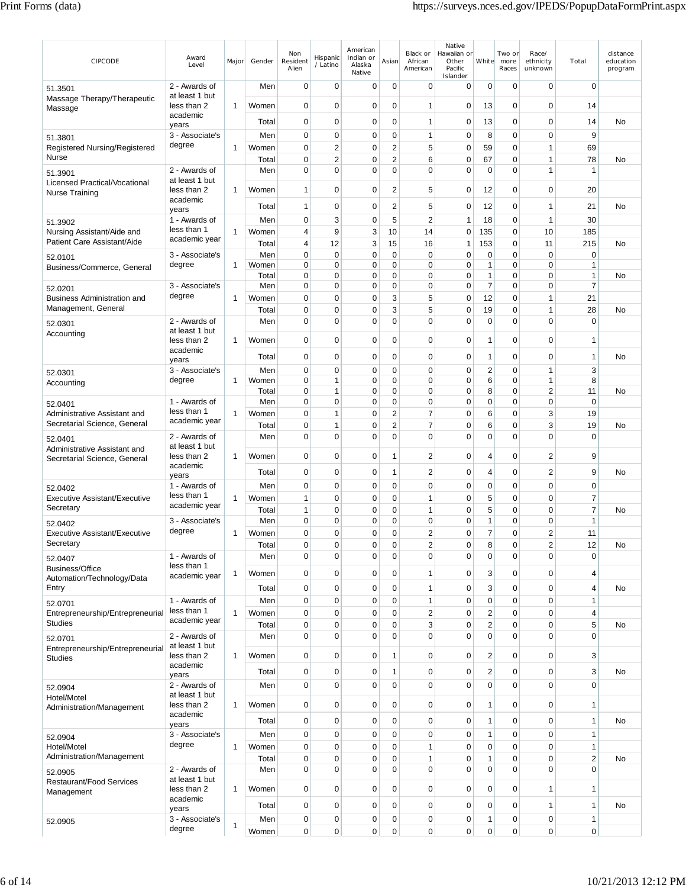| CIPCODE | Award Level | Major | Gender | Non Resident Alien | Hispanic / Latino | American Indian or Alaska Native | Asian | Black or African American | Native Hawaiian or Other Pacific Islander | White | Two or more Races | Race/ ethnicity unknown | Total | distance education program |
|---|---|---|---|---|---|---|---|---|---|---|---|---|---|---|
| 51.3501 Massage Therapy/Therapeutic Massage | 2 - Awards of at least 1 but less than 2 academic years | 1 | Men | 0 | 0 | 0 | 0 | 0 | 0 | 0 | 0 | 0 | 0 | |
| | | | Women | 0 | 0 | 0 | 0 | 1 | 0 | 13 | 0 | 0 | 14 | |
| | | | Total | 0 | 0 | 0 | 0 | 1 | 0 | 13 | 0 | 0 | 14 | No |
| 51.3801 Registered Nursing/Registered Nurse | 3 - Associate's degree | 1 | Men | 0 | 0 | 0 | 0 | 1 | 0 | 8 | 0 | 0 | 9 | |
| | | | Women | 0 | 2 | 0 | 2 | 5 | 0 | 59 | 0 | 1 | 69 | |
| | | | Total | 0 | 2 | 0 | 2 | 6 | 0 | 67 | 0 | 1 | 78 | No |
| 51.3901 Licensed Practical/Vocational Nurse Training | 2 - Awards of at least 1 but less than 2 academic years | 1 | Men | 0 | 0 | 0 | 0 | 0 | 0 | 0 | 0 | 1 | 1 | |
| | | | Women | 1 | 0 | 0 | 2 | 5 | 0 | 12 | 0 | 0 | 20 | |
| | | | Total | 1 | 0 | 0 | 2 | 5 | 0 | 12 | 0 | 1 | 21 | No |
| 51.3902 Nursing Assistant/Aide and Patient Care Assistant/Aide | 1 - Awards of less than 1 academic year | 1 | Men | 0 | 3 | 0 | 5 | 2 | 1 | 18 | 0 | 1 | 30 | |
| | | | Women | 4 | 9 | 3 | 10 | 14 | 0 | 135 | 0 | 10 | 185 | |
| | | | Total | 4 | 12 | 3 | 15 | 16 | 1 | 153 | 0 | 11 | 215 | No |
| 52.0101 Business/Commerce, General | 3 - Associate's degree | 1 | Men | 0 | 0 | 0 | 0 | 0 | 0 | 0 | 0 | 0 | 0 | |
| | | | Women | 0 | 0 | 0 | 0 | 0 | 0 | 1 | 0 | 0 | 1 | |
| | | | Total | 0 | 0 | 0 | 0 | 0 | 0 | 1 | 0 | 0 | 1 | No |
| 52.0201 Business Administration and Management, General | 3 - Associate's degree | 1 | Men | 0 | 0 | 0 | 0 | 0 | 0 | 7 | 0 | 0 | 7 | |
| | | | Women | 0 | 0 | 0 | 3 | 5 | 0 | 12 | 0 | 1 | 21 | |
| | | | Total | 0 | 0 | 0 | 3 | 5 | 0 | 19 | 0 | 1 | 28 | No |
| 52.0301 Accounting | 2 - Awards of at least 1 but less than 2 academic years | 1 | Men | 0 | 0 | 0 | 0 | 0 | 0 | 0 | 0 | 0 | 0 | |
| | | | Women | 0 | 0 | 0 | 0 | 0 | 0 | 1 | 0 | 0 | 1 | |
| | | | Total | 0 | 0 | 0 | 0 | 0 | 0 | 1 | 0 | 0 | 1 | No |
| 52.0301 Accounting | 3 - Associate's degree | 1 | Men | 0 | 0 | 0 | 0 | 0 | 0 | 2 | 0 | 1 | 3 | |
| | | | Women | 0 | 1 | 0 | 0 | 0 | 0 | 6 | 0 | 1 | 8 | |
| | | | Total | 0 | 1 | 0 | 0 | 0 | 0 | 8 | 0 | 2 | 11 | No |
| 52.0401 Administrative Assistant and Secretarial Science, General | 1 - Awards of less than 1 academic year | 1 | Men | 0 | 0 | 0 | 0 | 0 | 0 | 0 | 0 | 0 | 0 | |
| | | | Women | 0 | 1 | 0 | 2 | 7 | 0 | 6 | 0 | 3 | 19 | |
| | | | Total | 0 | 1 | 0 | 2 | 7 | 0 | 6 | 0 | 3 | 19 | No |
| 52.0401 Administrative Assistant and Secretarial Science, General | 2 - Awards of at least 1 but less than 2 academic years | 1 | Men | 0 | 0 | 0 | 0 | 0 | 0 | 0 | 0 | 0 | 0 | |
| | | | Women | 0 | 0 | 0 | 1 | 2 | 0 | 4 | 0 | 2 | 9 | |
| | | | Total | 0 | 0 | 0 | 1 | 2 | 0 | 4 | 0 | 2 | 9 | No |
| 52.0402 Executive Assistant/Executive Secretary | 1 - Awards of less than 1 academic year | 1 | Men | 0 | 0 | 0 | 0 | 0 | 0 | 0 | 0 | 0 | 0 | |
| | | | Women | 1 | 0 | 0 | 0 | 1 | 0 | 5 | 0 | 0 | 7 | |
| | | | Total | 1 | 0 | 0 | 0 | 1 | 0 | 5 | 0 | 0 | 7 | No |
| 52.0402 Executive Assistant/Executive Secretary | 3 - Associate's degree | 1 | Men | 0 | 0 | 0 | 0 | 0 | 0 | 1 | 0 | 0 | 1 | |
| | | | Women | 0 | 0 | 0 | 0 | 2 | 0 | 7 | 0 | 2 | 11 | |
| | | | Total | 0 | 0 | 0 | 0 | 2 | 0 | 8 | 0 | 2 | 12 | No |
| 52.0407 Business/Office Automation/Technology/Data Entry | 1 - Awards of less than 1 academic year | 1 | Men | 0 | 0 | 0 | 0 | 0 | 0 | 0 | 0 | 0 | 0 | |
| | | | Women | 0 | 0 | 0 | 0 | 1 | 0 | 3 | 0 | 0 | 4 | |
| | | | Total | 0 | 0 | 0 | 0 | 1 | 0 | 3 | 0 | 0 | 4 | No |
| 52.0701 Entrepreneurship/Entrepreneurial Studies | 1 - Awards of less than 1 academic year | 1 | Men | 0 | 0 | 0 | 0 | 1 | 0 | 0 | 0 | 0 | 1 | |
| | | | Women | 0 | 0 | 0 | 0 | 2 | 0 | 2 | 0 | 0 | 4 | |
| | | | Total | 0 | 0 | 0 | 0 | 3 | 0 | 2 | 0 | 0 | 5 | No |
| 52.0701 Entrepreneurship/Entrepreneurial Studies | 2 - Awards of at least 1 but less than 2 academic years | 1 | Men | 0 | 0 | 0 | 0 | 0 | 0 | 0 | 0 | 0 | 0 | |
| | | | Women | 0 | 0 | 0 | 1 | 0 | 0 | 2 | 0 | 0 | 3 | |
| | | | Total | 0 | 0 | 0 | 1 | 0 | 0 | 2 | 0 | 0 | 3 | No |
| 52.0904 Hotel/Motel Administration/Management | 2 - Awards of at least 1 but less than 2 academic years | 1 | Men | 0 | 0 | 0 | 0 | 0 | 0 | 0 | 0 | 0 | 0 | |
| | | | Women | 0 | 0 | 0 | 0 | 0 | 0 | 1 | 0 | 0 | 1 | |
| | | | Total | 0 | 0 | 0 | 0 | 0 | 0 | 1 | 0 | 0 | 1 | No |
| 52.0904 Hotel/Motel Administration/Management | 3 - Associate's degree | 1 | Men | 0 | 0 | 0 | 0 | 0 | 0 | 1 | 0 | 0 | 1 | |
| | | | Women | 0 | 0 | 0 | 0 | 1 | 0 | 0 | 0 | 0 | 1 | |
| | | | Total | 0 | 0 | 0 | 0 | 1 | 0 | 1 | 0 | 0 | 2 | No |
| 52.0905 Restaurant/Food Services Management | 2 - Awards of at least 1 but less than 2 academic years | 1 | Men | 0 | 0 | 0 | 0 | 0 | 0 | 0 | 0 | 0 | 0 | |
| | | | Women | 0 | 0 | 0 | 0 | 0 | 0 | 0 | 0 | 1 | 1 | |
| | | | Total | 0 | 0 | 0 | 0 | 0 | 0 | 0 | 0 | 1 | 1 | No |
| 52.0905 | 3 - Associate's degree | 1 | Men | 0 | 0 | 0 | 0 | 0 | 0 | 1 | 0 | 0 | 1 | |
| | | | Women | 0 | 0 | 0 | 0 | 0 | 0 | 0 | 0 | 0 | 0 | |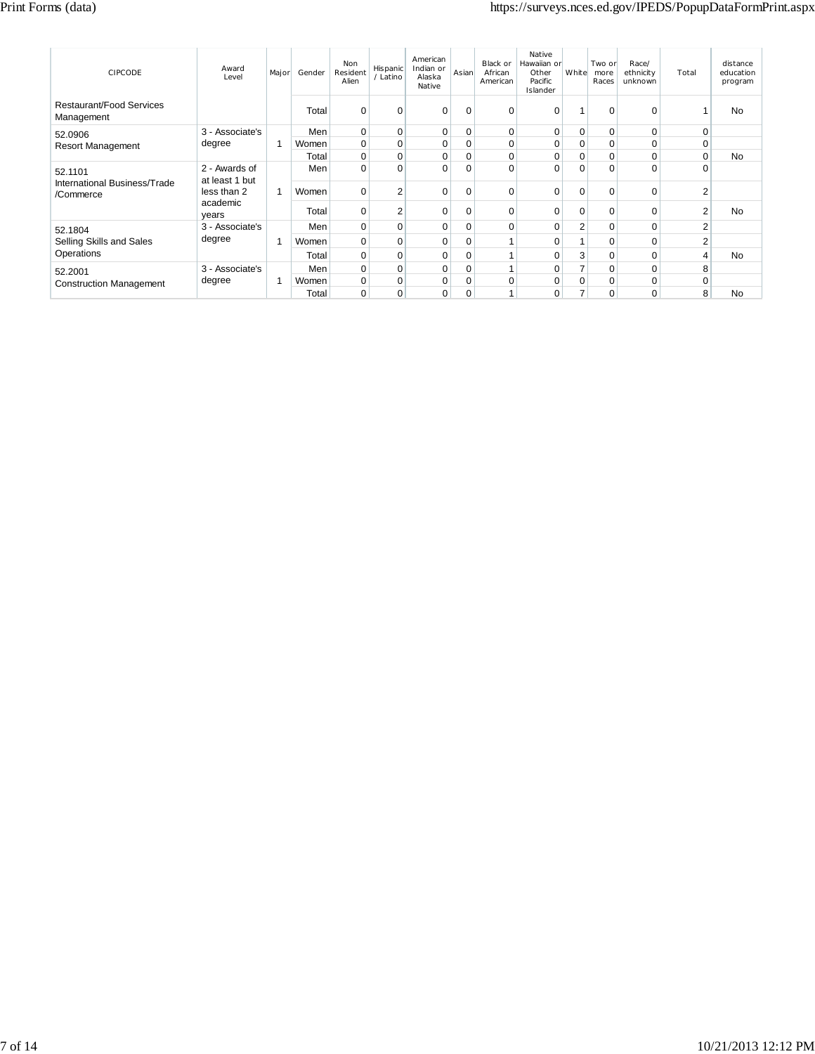| CIPCODE | Award Level | Major | Gender | Non Resident Alien | Hispanic / Latino | American Indian or Alaska Native | Asian | Black or African American | Native Hawaiian or Other Pacific Islander | White | Two or more Races | Race/ ethnicity unknown | Total | distance education program |
|---|---|---|---|---|---|---|---|---|---|---|---|---|---|---|
| Restaurant/Food Services Management | | | Total | 0 | 0 | 0 | 0 | 0 | 0 | 1 | 0 | 0 | 1 | No |
| 52.0906 Resort Management | 3 - Associate's degree | 1 | Men | 0 | 0 | 0 | 0 | 0 | 0 | 0 | 0 | 0 | 0 | |
| | | | Women | 0 | 0 | 0 | 0 | 0 | 0 | 0 | 0 | 0 | 0 | |
| | | | Total | 0 | 0 | 0 | 0 | 0 | 0 | 0 | 0 | 0 | 0 | No |
| 52.1101 International Business/Trade /Commerce | 2 - Awards of at least 1 but less than 2 academic years | 1 | Men | 0 | 0 | 0 | 0 | 0 | 0 | 0 | 0 | 0 | 0 | |
| | | | Women | 0 | 2 | 0 | 0 | 0 | 0 | 0 | 0 | 0 | 2 | |
| | | | Total | 0 | 2 | 0 | 0 | 0 | 0 | 0 | 0 | 0 | 2 | No |
| 52.1804 Selling Skills and Sales Operations | 3 - Associate's degree | 1 | Men | 0 | 0 | 0 | 0 | 0 | 0 | 2 | 0 | 0 | 2 | |
| | | | Women | 0 | 0 | 0 | 0 | 1 | 0 | 1 | 0 | 0 | 2 | |
| | | | Total | 0 | 0 | 0 | 0 | 1 | 0 | 3 | 0 | 0 | 4 | No |
| 52.2001 Construction Management | 3 - Associate's degree | 1 | Men | 0 | 0 | 0 | 0 | 1 | 0 | 7 | 0 | 0 | 8 | |
| | | | Women | 0 | 0 | 0 | 0 | 0 | 0 | 0 | 0 | 0 | 0 | |
| | | | Total | 0 | 0 | 0 | 0 | 1 | 0 | 7 | 0 | 0 | 8 | No |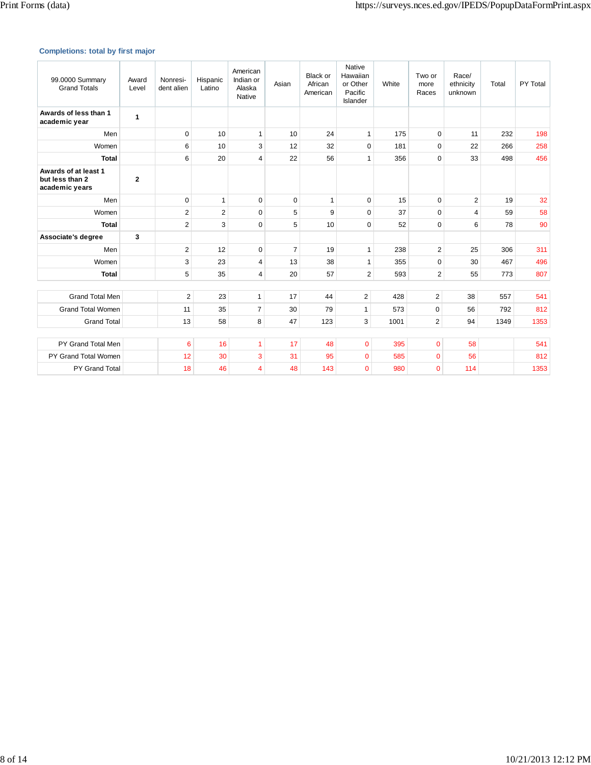### Completions: total by first major

| 99.0000 Summary Grand Totals | Award Level | Nonresident alien | Hispanic Latino | American Indian or Alaska Native | Asian | Black or African American | Native Hawaiian or Other Pacific Islander | White | Two or more Races | Race/ ethnicity unknown | Total | PY Total |
|---|---|---|---|---|---|---|---|---|---|---|---|---|
| **Awards of less than 1 academic year** | **1** | | | | | | | | | | | |
| Men | | 0 | 10 | 1 | 10 | 24 | 1 | 175 | 0 | 11 | 232 | 198 |
| Women | | 6 | 10 | 3 | 12 | 32 | 0 | 181 | 0 | 22 | 266 | 258 |
| **Total** | | 6 | 20 | 4 | 22 | 56 | 1 | 356 | 0 | 33 | 498 | 456 |
| **Awards of at least 1 but less than 2 academic years** | **2** | | | | | | | | | | | |
| Men | | 0 | 1 | 0 | 0 | 1 | 0 | 15 | 0 | 2 | 19 | 32 |
| Women | | 2 | 2 | 0 | 5 | 9 | 0 | 37 | 0 | 4 | 59 | 58 |
| **Total** | | 2 | 3 | 0 | 5 | 10 | 0 | 52 | 0 | 6 | 78 | 90 |
| **Associate's degree** | **3** | | | | | | | | | | | |
| Men | | 2 | 12 | 0 | 7 | 19 | 1 | 238 | 2 | 25 | 306 | 311 |
| Women | | 3 | 23 | 4 | 13 | 38 | 1 | 355 | 0 | 30 | 467 | 496 |
| **Total** | | 5 | 35 | 4 | 20 | 57 | 2 | 593 | 2 | 55 | 773 | 807 |
| Grand Total Men | | 2 | 23 | 1 | 17 | 44 | 2 | 428 | 2 | 38 | 557 | 541 |
| Grand Total Women | | 11 | 35 | 7 | 30 | 79 | 1 | 573 | 0 | 56 | 792 | 812 |
| Grand Total | | 13 | 58 | 8 | 47 | 123 | 3 | 1001 | 2 | 94 | 1349 | 1353 |
| PY Grand Total Men | | 6 | 16 | 1 | 17 | 48 | 0 | 395 | 0 | 58 | | 541 |
| PY Grand Total Women | | 12 | 30 | 3 | 31 | 95 | 0 | 585 | 0 | 56 | | 812 |
| PY Grand Total | | 18 | 46 | 4 | 48 | 143 | 0 | 980 | 0 | 114 | | 1353 |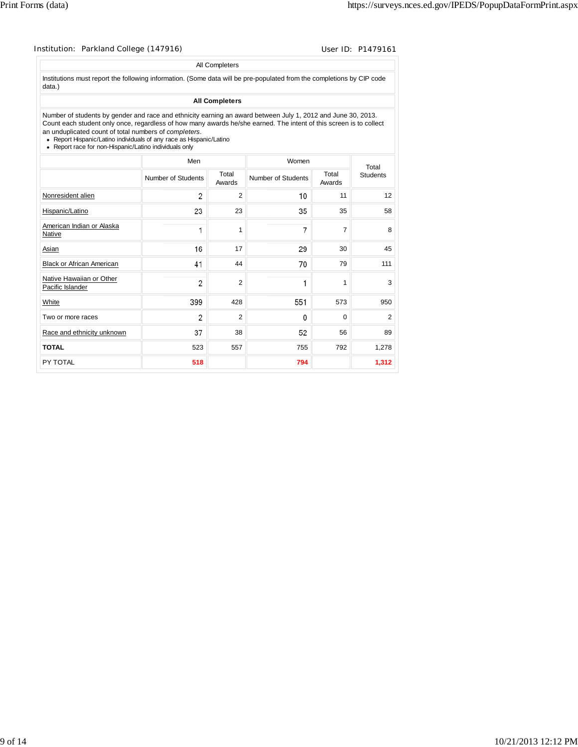Institution: Parkland College (147916) User ID: P1479161

All Completers

Institutions must report the following information. (Some data will be pre-populated from the completions by CIP code data.)

**All Completers**

Number of students by gender and race and ethnicity earning an award between July 1, 2012 and June 30, 2013. Count each student only once, regardless of how many awards he/she earned. The intent of this screen is to collect an unduplicated count of total numbers of *completers*.

- Report Hispanic/Latino individuals of any race as Hispanic/Latino
- Report race for non-Hispanic/Latino individuals only

| | Men | | Women | | Total Students |
|---|---|---|---|---|---|
| | Number of Students | Total Awards | Number of Students | Total Awards | |
| Nonresident alien | 2 | 2 | 10 | 11 | 12 |
| Hispanic/Latino | 23 | 23 | 35 | 35 | 58 |
| American Indian or Alaska Native | 1 | 1 | 7 | 7 | 8 |
| Asian | 16 | 17 | 29 | 30 | 45 |
| Black or African American | 41 | 44 | 70 | 79 | 111 |
| Native Hawaiian or Other Pacific Islander | 2 | 2 | 1 | 1 | 3 |
| White | 399 | 428 | 551 | 573 | 950 |
| Two or more races | 2 | 2 | 0 | 0 | 2 |
| Race and ethnicity unknown | 37 | 38 | 52 | 56 | 89 |
| **TOTAL** | 523 | 557 | 755 | 792 | 1,278 |
| PY TOTAL | **518** | | **794** | | **1,312** |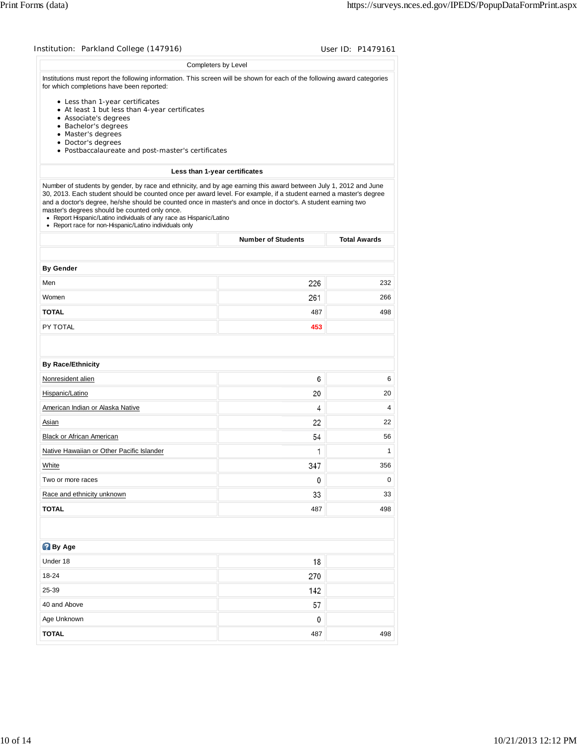Institution: Parkland College (147916) User ID: P1479161

## Completers by Level

Institutions must report the following information. This screen will be shown for each of the following award categories for which completions have been reported:

- Less than 1-year certificates
- At least 1 but less than 4-year certificates
- Associate's degrees
- Bachelor's degrees
- Master's degrees
- Doctor's degrees
- Postbaccalaureate and post-master's certificates

### Less than 1-year certificates

Number of students by gender, by race and ethnicity, and by age earning this award between July 1, 2012 and June 30, 2013. Each student should be counted once per award level. For example, if a student earned a master's degree and a doctor's degree, he/she should be counted once in master's and once in doctor's. A student earning two master's degrees should be counted only once.

- Report Hispanic/Latino individuals of any race as Hispanic/Latino
- Report race for non-Hispanic/Latino individuals only

| | Number of Students | Total Awards |
|---|---|---|
| **By Gender** | | |
| Men | 226 | 232 |
| Women | 261 | 266 |
| **TOTAL** | 487 | 498 |
| PY TOTAL | **453** | |
| **By Race/Ethnicity** | | |
| Nonresident alien | 6 | 6 |
| Hispanic/Latino | 20 | 20 |
| American Indian or Alaska Native | 4 | 4 |
| Asian | 22 | 22 |
| Black or African American | 54 | 56 |
| Native Hawaiian or Other Pacific Islander | 1 | 1 |
| White | 347 | 356 |
| Two or more races | 0 | 0 |
| Race and ethnicity unknown | 33 | 33 |
| **TOTAL** | 487 | 498 |
| **By Age** | | |
| Under 18 | 18 | |
| 18-24 | 270 | |
| 25-39 | 142 | |
| 40 and Above | 57 | |
| Age Unknown | 0 | |
| **TOTAL** | 487 | 498 |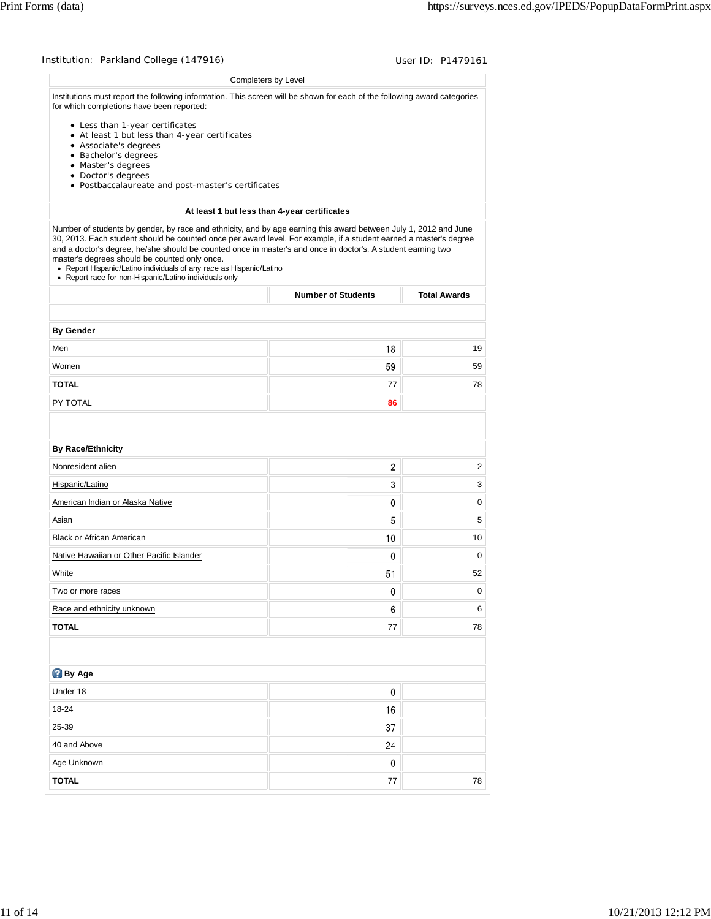Institution: Parkland College (147916)  User ID: P1479161

Completers by Level

Institutions must report the following information. This screen will be shown for each of the following award categories for which completions have been reported:

- Less than 1-year certificates
- At least 1 but less than 4-year certificates
- Associate's degrees
- Bachelor's degrees
- Master's degrees
- Doctor's degrees
- Postbaccalaureate and post-master's certificates

**At least 1 but less than 4-year certificates**

Number of students by gender, by race and ethnicity, and by age earning this award between July 1, 2012 and June 30, 2013. Each student should be counted once per award level. For example, if a student earned a master's degree and a doctor's degree, he/she should be counted once in master's and once in doctor's. A student earning two master's degrees should be counted only once.

- Report Hispanic/Latino individuals of any race as Hispanic/Latino
- Report race for non-Hispanic/Latino individuals only

| | Number of Students | Total Awards |
|---|---|---|
| **By Gender** | | |
| Men | 18 | 19 |
| Women | 59 | 59 |
| **TOTAL** | 77 | 78 |
| PY TOTAL | **86** | |
| **By Race/Ethnicity** | | |
| Nonresident alien | 2 | 2 |
| Hispanic/Latino | 3 | 3 |
| American Indian or Alaska Native | 0 | 0 |
| Asian | 5 | 5 |
| Black or African American | 10 | 10 |
| Native Hawaiian or Other Pacific Islander | 0 | 0 |
| White | 51 | 52 |
| Two or more races | 0 | 0 |
| Race and ethnicity unknown | 6 | 6 |
| **TOTAL** | 77 | 78 |
| **By Age** | | |
| Under 18 | 0 | |
| 18-24 | 16 | |
| 25-39 | 37 | |
| 40 and Above | 24 | |
| Age Unknown | 0 | |
| **TOTAL** | 77 | 78 |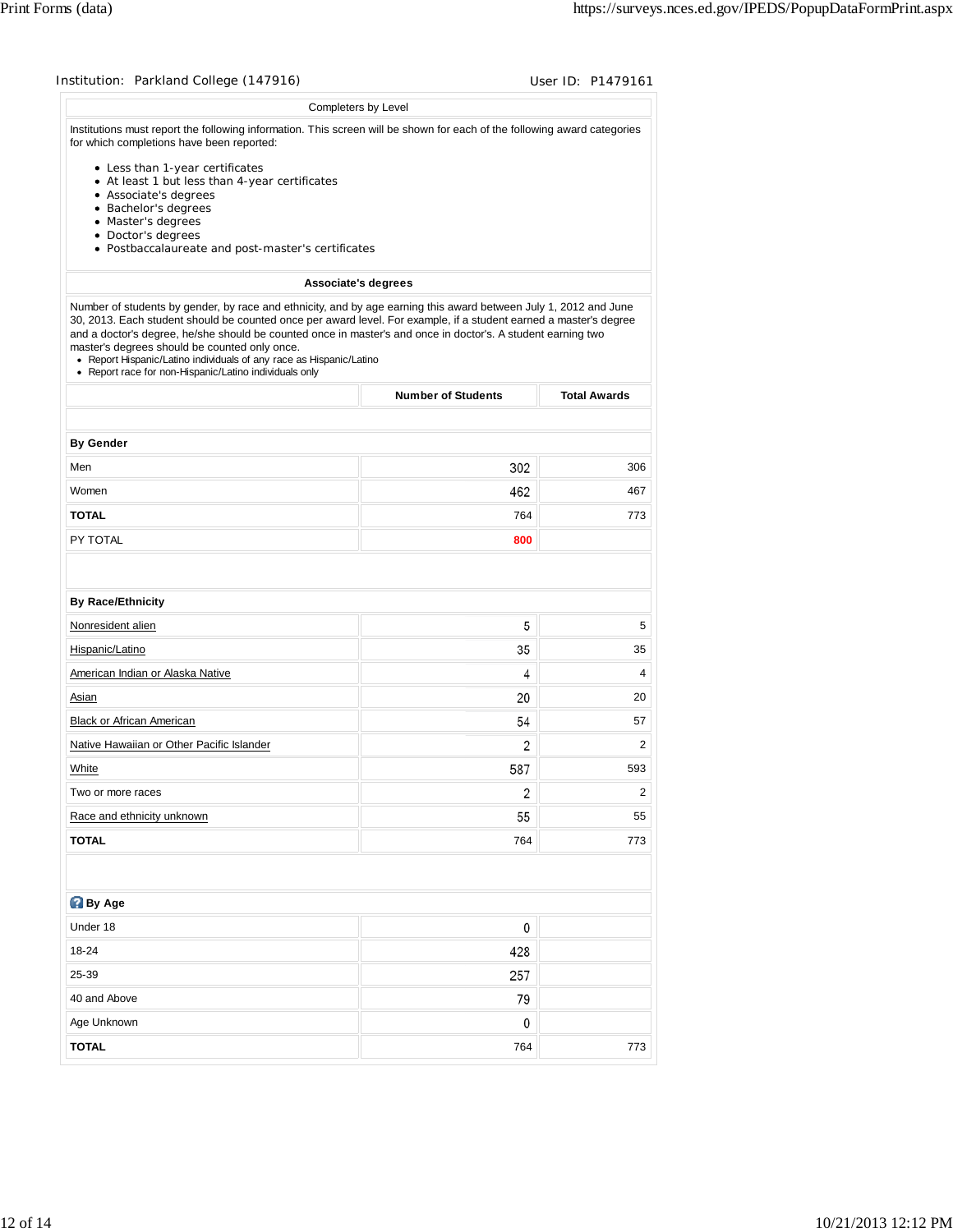Institution: Parkland College (147916) User ID: P1479161

## Completers by Level

Institutions must report the following information. This screen will be shown for each of the following award categories for which completions have been reported:

- Less than 1-year certificates
- At least 1 but less than 4-year certificates
- Associate's degrees
- Bachelor's degrees
- Master's degrees
- Doctor's degrees
- Postbaccalaureate and post-master's certificates

### Associate's degrees

Number of students by gender, by race and ethnicity, and by age earning this award between July 1, 2012 and June 30, 2013. Each student should be counted once per award level. For example, if a student earned a master's degree and a doctor's degree, he/she should be counted once in master's and once in doctor's. A student earning two master's degrees should be counted only once.

- Report Hispanic/Latino individuals of any race as Hispanic/Latino
- Report race for non-Hispanic/Latino individuals only

| | Number of Students | Total Awards |
|---|---|---|
| **By Gender** | | |
| Men | 302 | 306 |
| Women | 462 | 467 |
| **TOTAL** | 764 | 773 |
| PY TOTAL | **800** | |
| **By Race/Ethnicity** | | |
| Nonresident alien | 5 | 5 |
| Hispanic/Latino | 35 | 35 |
| American Indian or Alaska Native | 4 | 4 |
| Asian | 20 | 20 |
| Black or African American | 54 | 57 |
| Native Hawaiian or Other Pacific Islander | 2 | 2 |
| White | 587 | 593 |
| Two or more races | 2 | 2 |
| Race and ethnicity unknown | 55 | 55 |
| **TOTAL** | 764 | 773 |
| **By Age** | | |
| Under 18 | 0 | |
| 18-24 | 428 | |
| 25-39 | 257 | |
| 40 and Above | 79 | |
| Age Unknown | 0 | |
| **TOTAL** | 764 | 773 |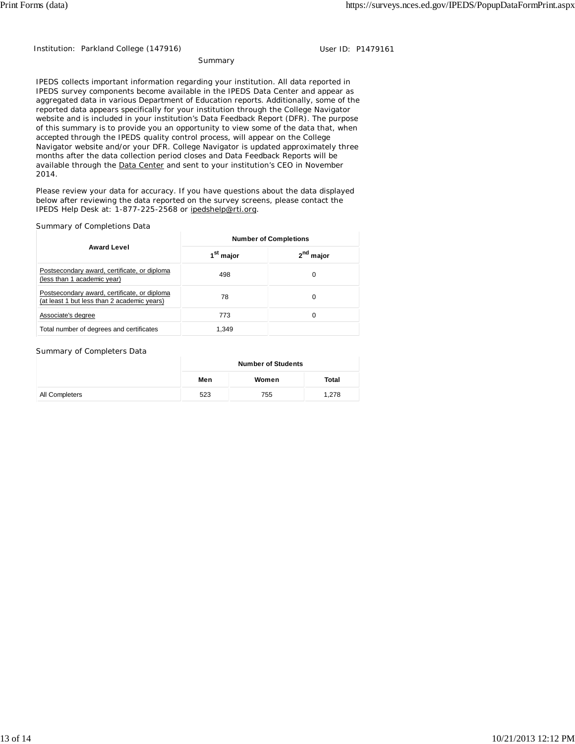Institution: Parkland College (147916) User ID: P1479161

## Summary

IPEDS collects important information regarding your institution. All data reported in IPEDS survey components become available in the IPEDS Data Center and appear as aggregated data in various Department of Education reports. Additionally, some of the reported data appears specifically for your institution through the College Navigator website and is included in your institution's Data Feedback Report (DFR). The purpose of this summary is to provide you an opportunity to view some of the data that, when accepted through the IPEDS quality control process, will appear on the College Navigator website and/or your DFR. College Navigator is updated approximately three months after the data collection period closes and Data Feedback Reports will be available through the Data Center and sent to your institution's CEO in November 2014.

Please review your data for accuracy. If you have questions about the data displayed below after reviewing the data reported on the survey screens, please contact the IPEDS Help Desk at: 1-877-225-2568 or ipedshelp@rti.org.

### Summary of Completions Data

| Award Level | Number of Completions | |
|---|---|---|
| | 1st major | 2nd major |
| Postsecondary award, certificate, or diploma (less than 1 academic year) | 498 | 0 |
| Postsecondary award, certificate, or diploma (at least 1 but less than 2 academic years) | 78 | 0 |
| Associate's degree | 773 | 0 |
| Total number of degrees and certificates | 1,349 | |

### Summary of Completers Data

| | Number of Students | | |
|---|---|---|---|
| | Men | Women | Total |
| All Completers | 523 | 755 | 1,278 |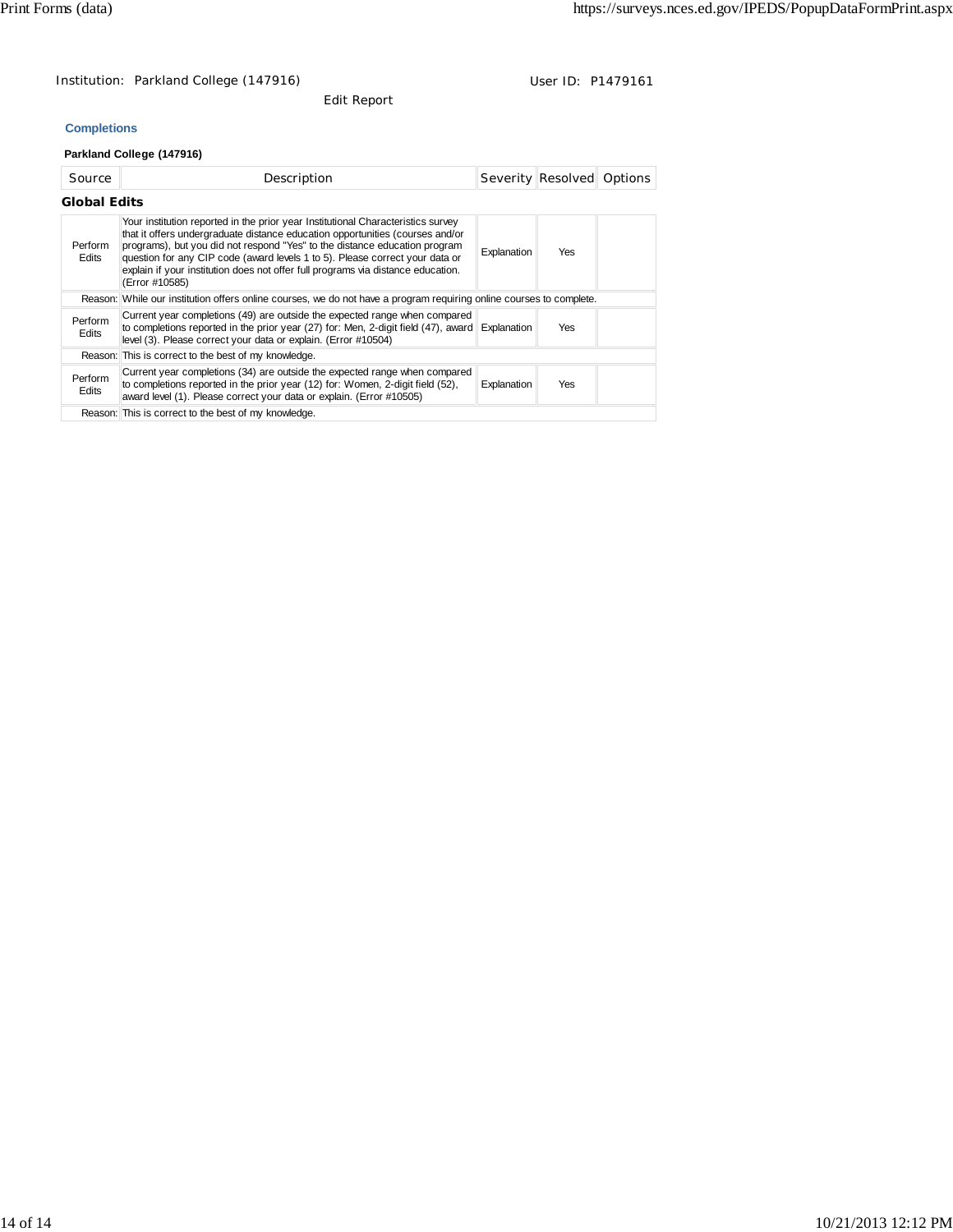Institution: Parkland College (147916)

User ID: P1479161

Edit Report

### Completions

**Parkland College (147916)**

| Source | Description | Severity | Resolved | Options |
|---|---|---|---|---|
| **Global Edits** | | | | |
| Perform Edits | Your institution reported in the prior year Institutional Characteristics survey that it offers undergraduate distance education opportunities (courses and/or programs), but you did not respond "Yes" to the distance education program question for any CIP code (award levels 1 to 5). Please correct your data or explain if your institution does not offer full programs via distance education. (Error #10585) | Explanation | Yes | |
| Reason: | While our institution offers online courses, we do not have a program requiring online courses to complete. | | | |
| Perform Edits | Current year completions (49) are outside the expected range when compared to completions reported in the prior year (27) for: Men, 2-digit field (47), award level (3). Please correct your data or explain. (Error #10504) | Explanation | Yes | |
| Reason: | This is correct to the best of my knowledge. | | | |
| Perform Edits | Current year completions (34) are outside the expected range when compared to completions reported in the prior year (12) for: Women, 2-digit field (52), award level (1). Please correct your data or explain. (Error #10505) | Explanation | Yes | |
| Reason: | This is correct to the best of my knowledge. | | | |